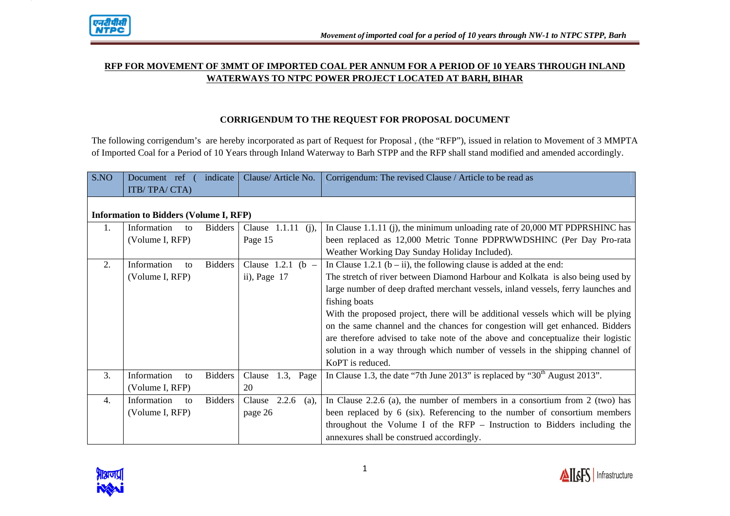**RFP FOR MOVEMENT OF 3MMT OF IMPORTED COAL PER ANNUM FOR A PERIOD OF 10 YEARS THROUGH INLAND WATERWAYS TO NTPC POWER PROJECT LOCATED AT BARH, BIHAR**

**CORRIGENDUM TO THE REQUEST FOR PROPOSAL DOCUMENT**

The following corrigendum's are hereby incorporated as part of Request for Proposal , (the "RFP"), issued in relation to Movement of 3 MMPTA of Imported Coal for a Period of 10 Years through Inland Waterway to Barh STPP and the RFP shall stand modified and amended accordingly.

| S.NO | Document ref ( indicate ITB/ TPA/ CTA) | Clause/ Article No. | Corrigendum: The revised Clause / Article to be read as |
|---|---|---|---|
| **Information to Bidders (Volume I, RFP)** | | | |
| 1. | Information to Bidders (Volume I, RFP) | Clause 1.1.11 (j), Page 15 | In Clause 1.1.11 (j), the minimum unloading rate of 20,000 MT PDPRSHINC has been replaced as 12,000 Metric Tonne PDPRWWDSHINC (Per Day Pro-rata Weather Working Day Sunday Holiday Included). |
| 2. | Information to Bidders (Volume I, RFP) | Clause 1.2.1 (b – ii), Page 17 | In Clause 1.2.1 (b – ii), the following clause is added at the end:<br>The stretch of river between Diamond Harbour and Kolkata is also being used by large number of deep drafted merchant vessels, inland vessels, ferry launches and fishing boats<br>With the proposed project, there will be additional vessels which will be plying on the same channel and the chances for congestion will get enhanced. Bidders are therefore advised to take note of the above and conceptualize their logistic solution in a way through which number of vessels in the shipping channel of KoPT is reduced. |
| 3. | Information to Bidders (Volume I, RFP) | Clause 1.3, Page 20 | In Clause 1.3, the date "7th June 2013" is replaced by "30th August 2013". |
| 4. | Information to Bidders (Volume I, RFP) | Clause 2.2.6 (a), page 26 | In Clause 2.2.6 (a), the number of members in a consortium from 2 (two) has been replaced by 6 (six). Referencing to the number of consortium members throughout the Volume I of the RFP – Instruction to Bidders including the annexures shall be construed accordingly. |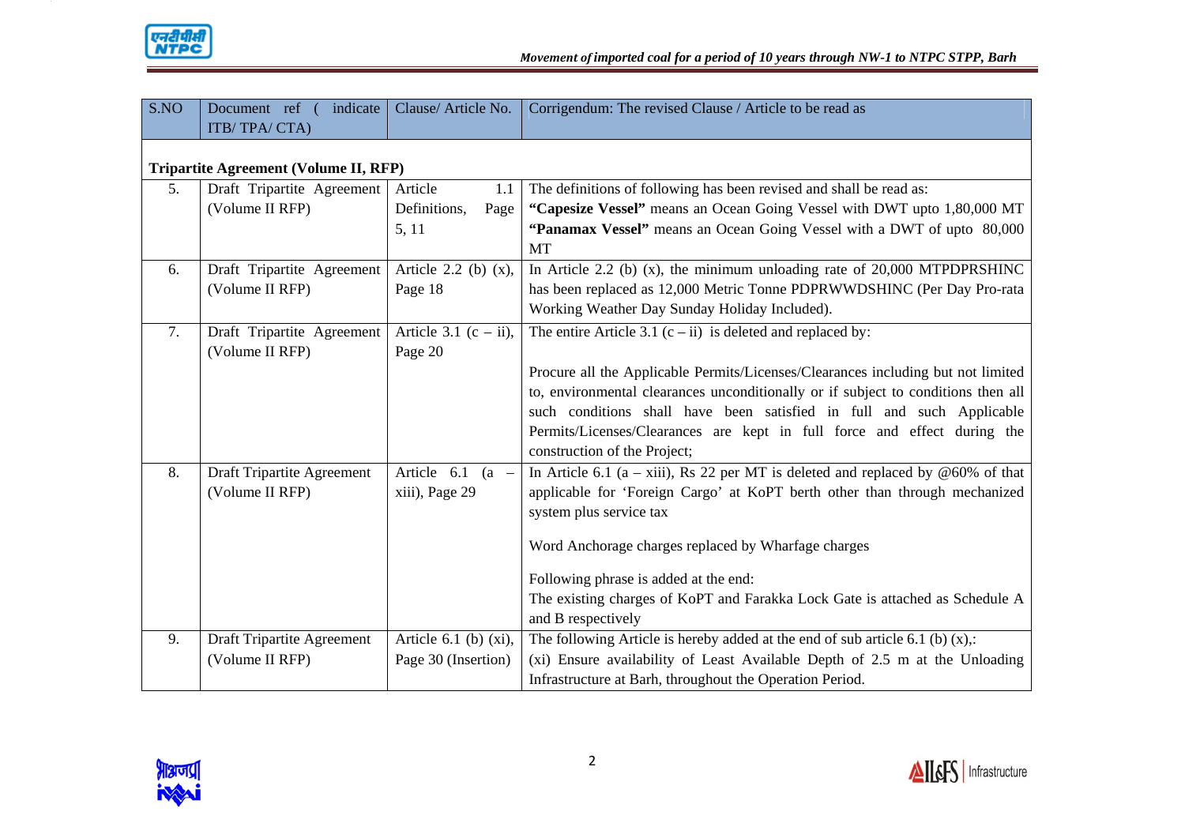| S.NO | Document ref ( indicate ITB/ TPA/ CTA) | Clause/ Article No. | Corrigendum: The revised Clause / Article to be read as |
|---|---|---|---|
| **Tripartite Agreement (Volume II, RFP)** | | | |
| 5. | Draft Tripartite Agreement (Volume II RFP) | Article 1.1 Definitions, Page 5, 11 | The definitions of following has been revised and shall be read as: **"Capesize Vessel"** means an Ocean Going Vessel with DWT upto 1,80,000 MT **"Panamax Vessel"** means an Ocean Going Vessel with a DWT of upto 80,000 MT |
| 6. | Draft Tripartite Agreement (Volume II RFP) | Article 2.2 (b) (x), Page 18 | In Article 2.2 (b) (x), the minimum unloading rate of 20,000 MTPDPRSHINC has been replaced as 12,000 Metric Tonne PDPRWWDSHINC (Per Day Pro-rata Working Weather Day Sunday Holiday Included). |
| 7. | Draft Tripartite Agreement (Volume II RFP) | Article 3.1 (c – ii), Page 20 | The entire Article 3.1 (c – ii) is deleted and replaced by: <br><br> Procure all the Applicable Permits/Licenses/Clearances including but not limited to, environmental clearances unconditionally or if subject to conditions then all such conditions shall have been satisfied in full and such Applicable Permits/Licenses/Clearances are kept in full force and effect during the construction of the Project; |
| 8. | Draft Tripartite Agreement (Volume II RFP) | Article 6.1 (a – xiii), Page 29 | In Article 6.1 (a – xiii), Rs 22 per MT is deleted and replaced by @60% of that applicable for 'Foreign Cargo' at KoPT berth other than through mechanized system plus service tax <br><br> Word Anchorage charges replaced by Wharfage charges <br><br> Following phrase is added at the end: <br> The existing charges of KoPT and Farakka Lock Gate is attached as Schedule A and B respectively |
| 9. | Draft Tripartite Agreement (Volume II RFP) | Article 6.1 (b) (xi), Page 30 (Insertion) | The following Article is hereby added at the end of sub article 6.1 (b) (x),: <br> (xi) Ensure availability of Least Available Depth of 2.5 m at the Unloading Infrastructure at Barh, throughout the Operation Period. |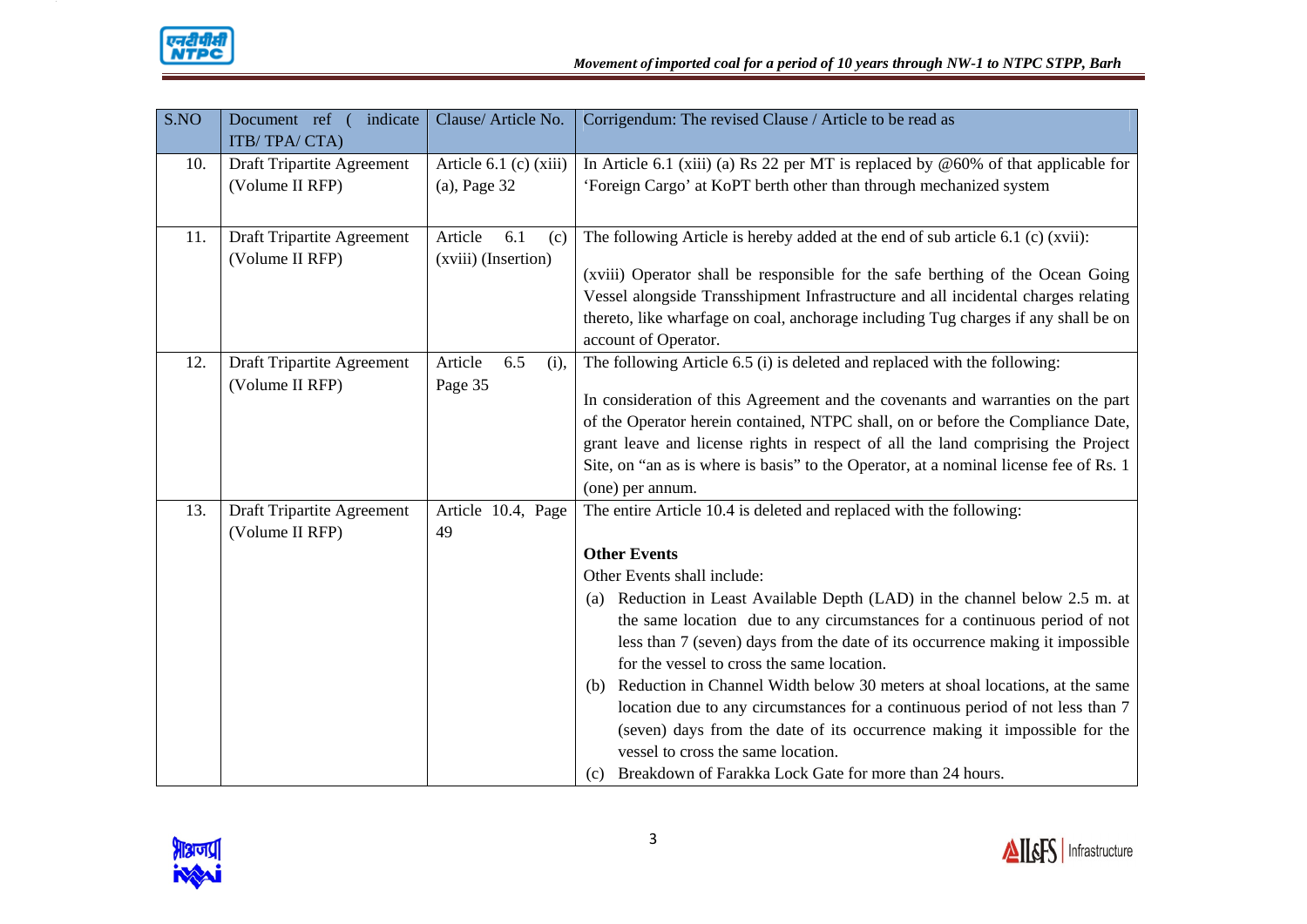| S.NO | Document ref ( indicate ITB/ TPA/ CTA) | Clause/ Article No. | Corrigendum: The revised Clause / Article to be read as |
|---|---|---|---|
| 10. | Draft Tripartite Agreement (Volume II RFP) | Article 6.1 (c) (xiii) (a), Page 32 | In Article 6.1 (xiii) (a) Rs 22 per MT is replaced by @60% of that applicable for 'Foreign Cargo' at KoPT berth other than through mechanized system |
| 11. | Draft Tripartite Agreement (Volume II RFP) | Article 6.1 (c) (xviii) (Insertion) | The following Article is hereby added at the end of sub article 6.1 (c) (xvii):<br><br>(xviii) Operator shall be responsible for the safe berthing of the Ocean Going Vessel alongside Transshipment Infrastructure and all incidental charges relating thereto, like wharfage on coal, anchorage including Tug charges if any shall be on account of Operator. |
| 12. | Draft Tripartite Agreement (Volume II RFP) | Article 6.5 (i), Page 35 | The following Article 6.5 (i) is deleted and replaced with the following:<br><br>In consideration of this Agreement and the covenants and warranties on the part of the Operator herein contained, NTPC shall, on or before the Compliance Date, grant leave and license rights in respect of all the land comprising the Project Site, on "an as is where is basis" to the Operator, at a nominal license fee of Rs. 1 (one) per annum. |
| 13. | Draft Tripartite Agreement (Volume II RFP) | Article 10.4, Page 49 | The entire Article 10.4 is deleted and replaced with the following:<br><br>**Other Events**<br>Other Events shall include:<br>(a) Reduction in Least Available Depth (LAD) in the channel below 2.5 m. at the same location due to any circumstances for a continuous period of not less than 7 (seven) days from the date of its occurrence making it impossible for the vessel to cross the same location.<br>(b) Reduction in Channel Width below 30 meters at shoal locations, at the same location due to any circumstances for a continuous period of not less than 7 (seven) days from the date of its occurrence making it impossible for the vessel to cross the same location.<br>(c) Breakdown of Farakka Lock Gate for more than 24 hours. |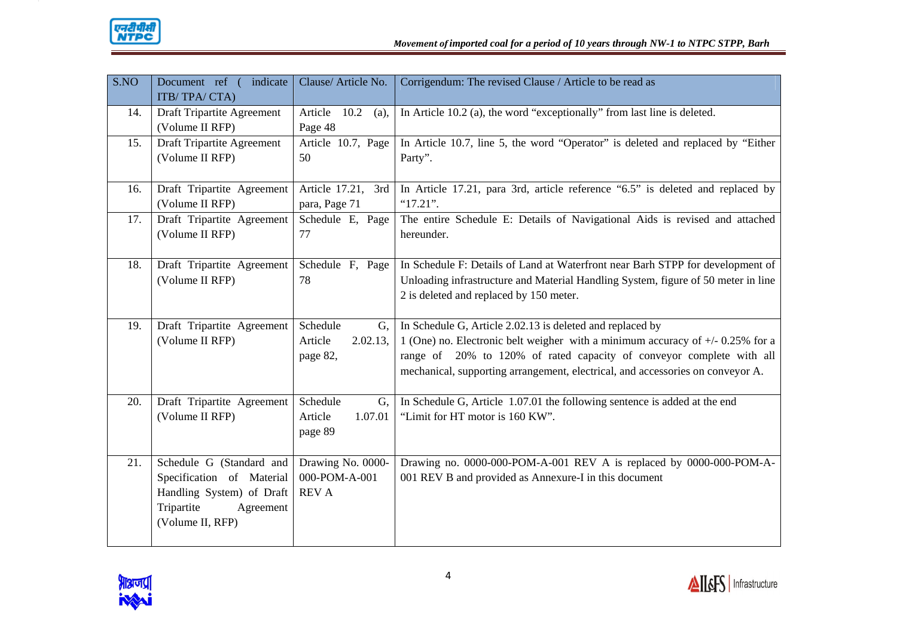| S.NO | Document ref ( indicate ITB/ TPA/ CTA) | Clause/ Article No. | Corrigendum: The revised Clause / Article to be read as |
|---|---|---|---|
| 14. | Draft Tripartite Agreement (Volume II RFP) | Article 10.2 (a), Page 48 | In Article 10.2 (a), the word "exceptionally" from last line is deleted. |
| 15. | Draft Tripartite Agreement (Volume II RFP) | Article 10.7, Page 50 | In Article 10.7, line 5, the word "Operator" is deleted and replaced by "Either Party". |
| 16. | Draft Tripartite Agreement (Volume II RFP) | Article 17.21, 3rd para, Page 71 | In Article 17.21, para 3rd, article reference "6.5" is deleted and replaced by "17.21". |
| 17. | Draft Tripartite Agreement (Volume II RFP) | Schedule E, Page 77 | The entire Schedule E: Details of Navigational Aids is revised and attached hereunder. |
| 18. | Draft Tripartite Agreement (Volume II RFP) | Schedule F, Page 78 | In Schedule F: Details of Land at Waterfront near Barh STPP for development of Unloading infrastructure and Material Handling System, figure of 50 meter in line 2 is deleted and replaced by 150 meter. |
| 19. | Draft Tripartite Agreement (Volume II RFP) | Schedule G, Article 2.02.13, page 82, | In Schedule G, Article 2.02.13 is deleted and replaced by 1 (One) no. Electronic belt weigher with a minimum accuracy of +/- 0.25% for a range of 20% to 120% of rated capacity of conveyor complete with all mechanical, supporting arrangement, electrical, and accessories on conveyor A. |
| 20. | Draft Tripartite Agreement (Volume II RFP) | Schedule G, Article 1.07.01 page 89 | In Schedule G, Article 1.07.01 the following sentence is added at the end "Limit for HT motor is 160 KW". |
| 21. | Schedule G (Standard and Specification of Material Handling System) of Draft Tripartite Agreement (Volume II, RFP) | Drawing No. 0000-000-POM-A-001 REV A | Drawing no. 0000-000-POM-A-001 REV A is replaced by 0000-000-POM-A-001 REV B and provided as Annexure-I in this document |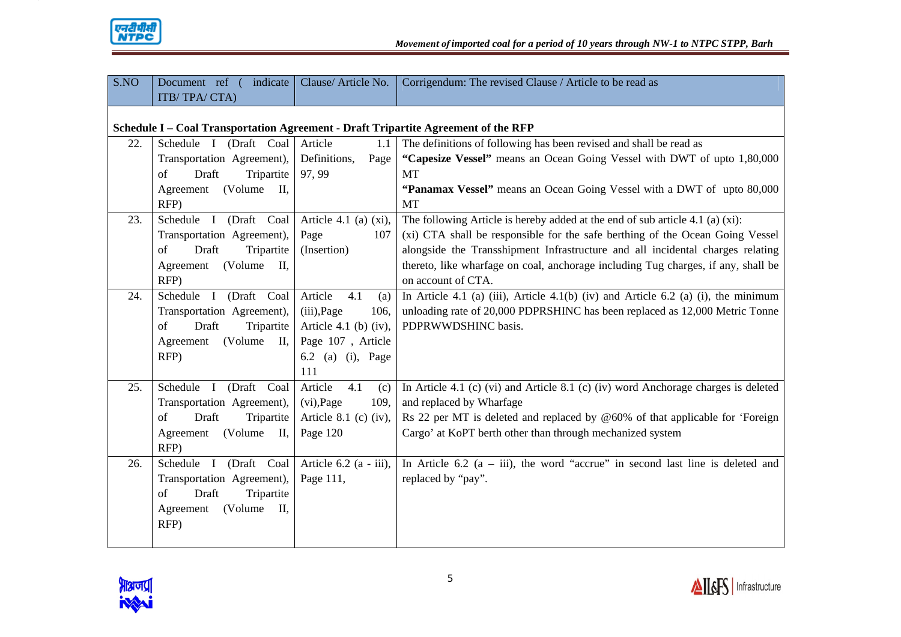| S.NO | Document ref ( indicate ITB/ TPA/ CTA) | Clause/ Article No. | Corrigendum: The revised Clause / Article to be read as |
|---|---|---|---|
| **Schedule I – Coal Transportation Agreement - Draft Tripartite Agreement of the RFP** | | | |
| 22. | Schedule I (Draft Coal Transportation Agreement), of Draft Tripartite Agreement (Volume II, RFP) | Article 1.1 Definitions, Page 97, 99 | The definitions of following has been revised and shall be read as<br>**"Capesize Vessel"** means an Ocean Going Vessel with DWT of upto 1,80,000 MT<br>**"Panamax Vessel"** means an Ocean Going Vessel with a DWT of upto 80,000 MT |
| 23. | Schedule I (Draft Coal Transportation Agreement), of Draft Tripartite Agreement (Volume II, RFP) | Article 4.1 (a) (xi), Page 107 (Insertion) | The following Article is hereby added at the end of sub article 4.1 (a) (xi):<br>(xi) CTA shall be responsible for the safe berthing of the Ocean Going Vessel alongside the Transshipment Infrastructure and all incidental charges relating thereto, like wharfage on coal, anchorage including Tug charges, if any, shall be on account of CTA. |
| 24. | Schedule I (Draft Coal Transportation Agreement), of Draft Tripartite Agreement (Volume II, RFP) | Article 4.1 (a) (iii),Page 106, Article 4.1 (b) (iv), Page 107 , Article 6.2 (a) (i), Page 111 | In Article 4.1 (a) (iii), Article 4.1(b) (iv) and Article 6.2 (a) (i), the minimum unloading rate of 20,000 PDPRSHINC has been replaced as 12,000 Metric Tonne PDPRWWDSHINC basis. |
| 25. | Schedule I (Draft Coal Transportation Agreement), of Draft Tripartite Agreement (Volume II, RFP) | Article 4.1 (c) (vi),Page 109, Article 8.1 (c) (iv), Page 120 | In Article 4.1 (c) (vi) and Article 8.1 (c) (iv) word Anchorage charges is deleted and replaced by Wharfage<br>Rs 22 per MT is deleted and replaced by @60% of that applicable for 'Foreign Cargo' at KoPT berth other than through mechanized system |
| 26. | Schedule I (Draft Coal Transportation Agreement), of Draft Tripartite Agreement (Volume II, RFP) | Article 6.2 (a - iii), Page 111, | In Article 6.2 (a – iii), the word "accrue" in second last line is deleted and replaced by "pay". |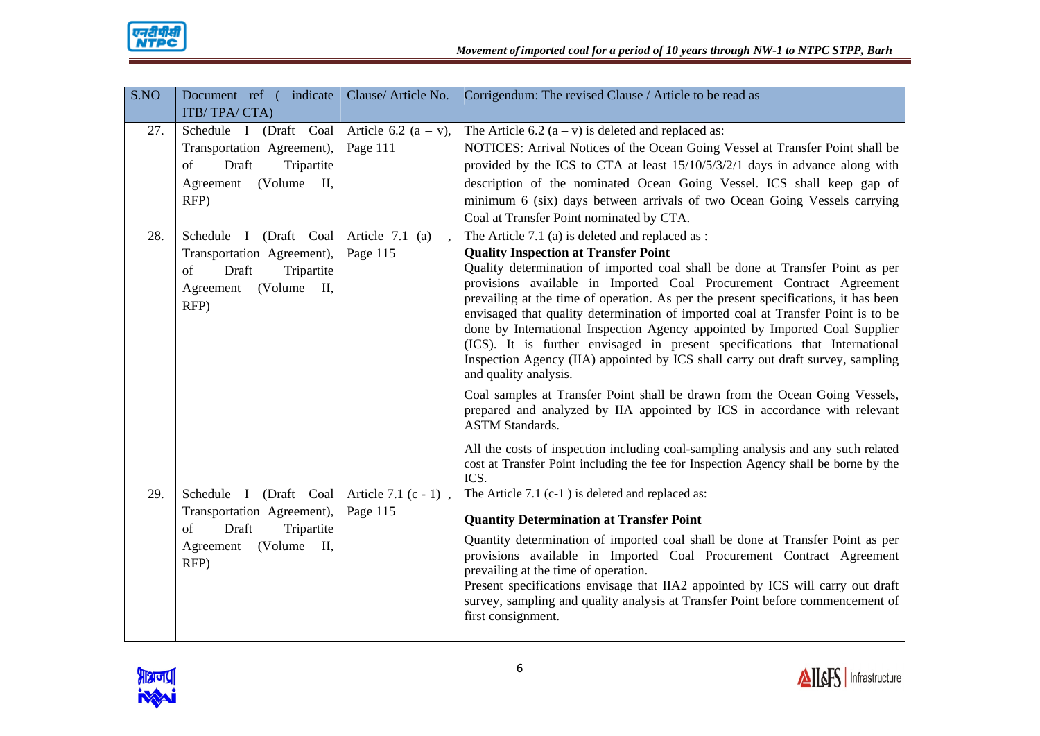| S.NO | Document ref ( indicate ITB/ TPA/ CTA) | Clause/ Article No. | Corrigendum: The revised Clause / Article to be read as |
|---|---|---|---|
| 27. | Schedule I (Draft Coal Transportation Agreement), of Draft Tripartite Agreement (Volume II, RFP) | Article 6.2 (a – v), Page 111 | The Article 6.2 (a – v) is deleted and replaced as:<br>NOTICES: Arrival Notices of the Ocean Going Vessel at Transfer Point shall be provided by the ICS to CTA at least 15/10/5/3/2/1 days in advance along with description of the nominated Ocean Going Vessel. ICS shall keep gap of minimum 6 (six) days between arrivals of two Ocean Going Vessels carrying Coal at Transfer Point nominated by CTA. |
| 28. | Schedule I (Draft Coal Transportation Agreement), of Draft Tripartite Agreement (Volume II, RFP) | Article 7.1 (a) , Page 115 | The Article 7.1 (a) is deleted and replaced as :<br>**Quality Inspection at Transfer Point**<br>Quality determination of imported coal shall be done at Transfer Point as per provisions available in Imported Coal Procurement Contract Agreement prevailing at the time of operation. As per the present specifications, it has been envisaged that quality determination of imported coal at Transfer Point is to be done by International Inspection Agency appointed by Imported Coal Supplier (ICS). It is further envisaged in present specifications that International Inspection Agency (IIA) appointed by ICS shall carry out draft survey, sampling and quality analysis.<br>Coal samples at Transfer Point shall be drawn from the Ocean Going Vessels, prepared and analyzed by IIA appointed by ICS in accordance with relevant ASTM Standards.<br>All the costs of inspection including coal-sampling analysis and any such related cost at Transfer Point including the fee for Inspection Agency shall be borne by the ICS. |
| 29. | Schedule I (Draft Coal Transportation Agreement), of Draft Tripartite Agreement (Volume II, RFP) | Article 7.1 (c - 1) , Page 115 | The Article 7.1 (c-1 ) is deleted and replaced as:<br>**Quantity Determination at Transfer Point**<br>Quantity determination of imported coal shall be done at Transfer Point as per provisions available in Imported Coal Procurement Contract Agreement prevailing at the time of operation.<br>Present specifications envisage that IIA2 appointed by ICS will carry out draft survey, sampling and quality analysis at Transfer Point before commencement of first consignment. |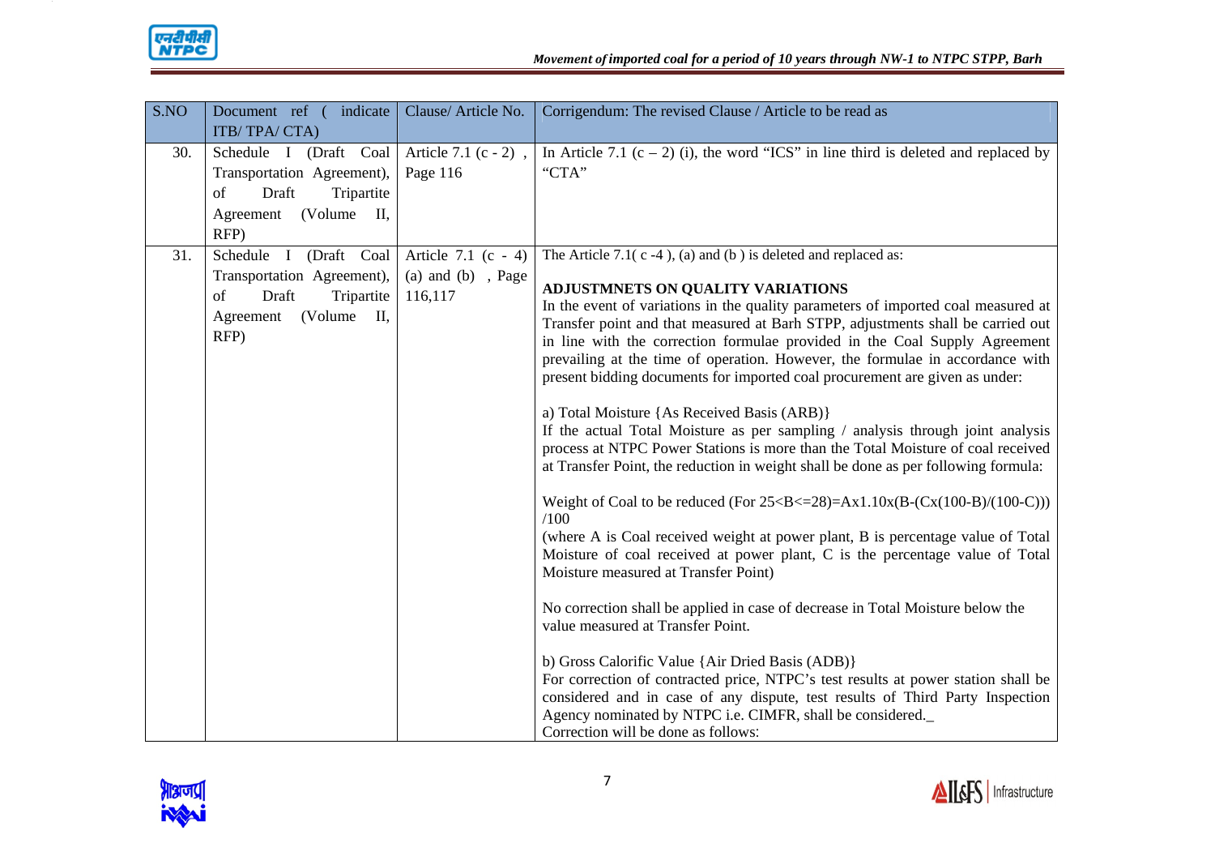| S.NO | Document ref ( indicate ITB/ TPA/ CTA) | Clause/ Article No. | Corrigendum: The revised Clause / Article to be read as |
|---|---|---|---|
| 30. | Schedule I (Draft Coal Transportation Agreement), of Draft Tripartite Agreement (Volume II, RFP) | Article 7.1 (c - 2) , Page 116 | In Article 7.1 (c – 2) (i), the word "ICS" in line third is deleted and replaced by "CTA" |
| 31. | Schedule I (Draft Coal Transportation Agreement), of Draft Tripartite Agreement (Volume II, RFP) | Article 7.1 (c - 4) (a) and (b) , Page 116,117 | The Article 7.1( c -4 ), (a) and (b ) is deleted and replaced as:<br><br>**ADJUSTMNETS ON QUALITY VARIATIONS**<br>In the event of variations in the quality parameters of imported coal measured at Transfer point and that measured at Barh STPP, adjustments shall be carried out in line with the correction formulae provided in the Coal Supply Agreement prevailing at the time of operation. However, the formulae in accordance with present bidding documents for imported coal procurement are given as under:<br><br>a) Total Moisture {As Received Basis (ARB)}<br>If the actual Total Moisture as per sampling / analysis through joint analysis process at NTPC Power Stations is more than the Total Moisture of coal received at Transfer Point, the reduction in weight shall be done as per following formula:<br><br>Weight of Coal to be reduced (For 25<B<=28)=Ax1.10x(B-(Cx(100-B)/(100-C)))/100<br>(where A is Coal received weight at power plant, B is percentage value of Total Moisture of coal received at power plant, C is the percentage value of Total Moisture measured at Transfer Point)<br><br>No correction shall be applied in case of decrease in Total Moisture below the value measured at Transfer Point.<br><br>b) Gross Calorific Value {Air Dried Basis (ADB)}<br>For correction of contracted price, NTPC's test results at power station shall be considered and in case of any dispute, test results of Third Party Inspection Agency nominated by NTPC i.e. CIMFR, shall be considered._<br>Correction will be done as follows: |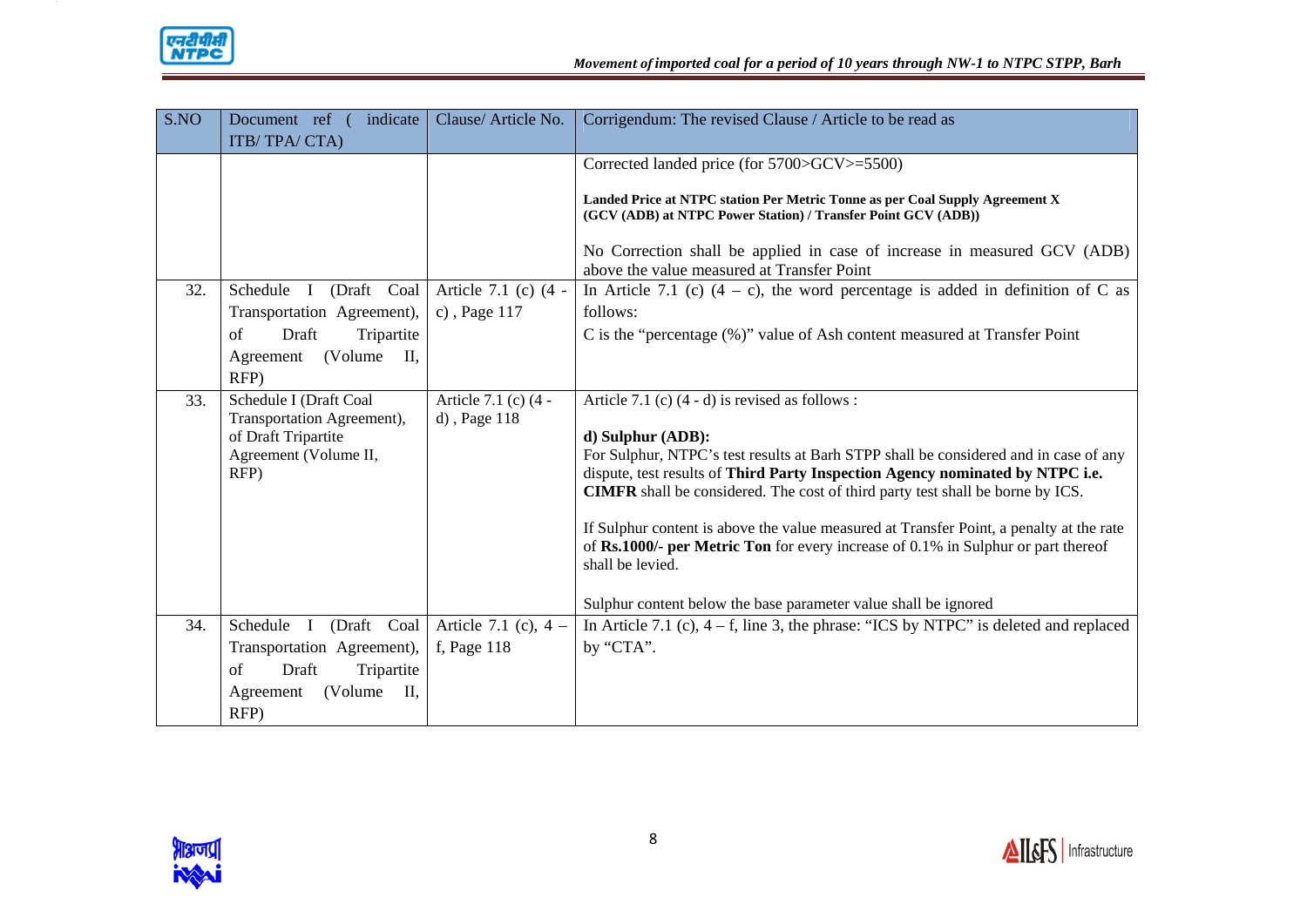| S.NO | Document ref ( indicate ITB/ TPA/ CTA) | Clause/ Article No. | Corrigendum: The revised Clause / Article to be read as |
|---|---|---|---|
| | | | Corrected landed price (for 5700>GCV>=5500)<br><br>**Landed Price at NTPC station Per Metric Tonne as per Coal Supply Agreement X (GCV (ADB) at NTPC Power Station) / Transfer Point GCV (ADB))**<br><br>No Correction shall be applied in case of increase in measured GCV (ADB) above the value measured at Transfer Point |
| 32. | Schedule I (Draft Coal Transportation Agreement), of Draft Tripartite Agreement (Volume II, RFP) | Article 7.1 (c) (4 - c) , Page 117 | In Article 7.1 (c) (4 – c), the word percentage is added in definition of C as follows:<br>C is the "percentage (%)" value of Ash content measured at Transfer Point |
| 33. | Schedule I (Draft Coal Transportation Agreement), of Draft Tripartite Agreement (Volume II, RFP) | Article 7.1 (c) (4 - d) , Page 118 | Article 7.1 (c) (4 - d) is revised as follows :<br><br>**d) Sulphur (ADB):**<br>For Sulphur, NTPC's test results at Barh STPP shall be considered and in case of any dispute, test results of **Third Party Inspection Agency nominated by NTPC i.e. CIMFR** shall be considered. The cost of third party test shall be borne by ICS.<br><br>If Sulphur content is above the value measured at Transfer Point, a penalty at the rate of **Rs.1000/- per Metric Ton** for every increase of 0.1% in Sulphur or part thereof shall be levied.<br><br>Sulphur content below the base parameter value shall be ignored |
| 34. | Schedule I (Draft Coal Transportation Agreement), of Draft Tripartite Agreement (Volume II, RFP) | Article 7.1 (c), 4 – f, Page 118 | In Article 7.1 (c), 4 – f, line 3, the phrase: "ICS by NTPC" is deleted and replaced by "CTA". |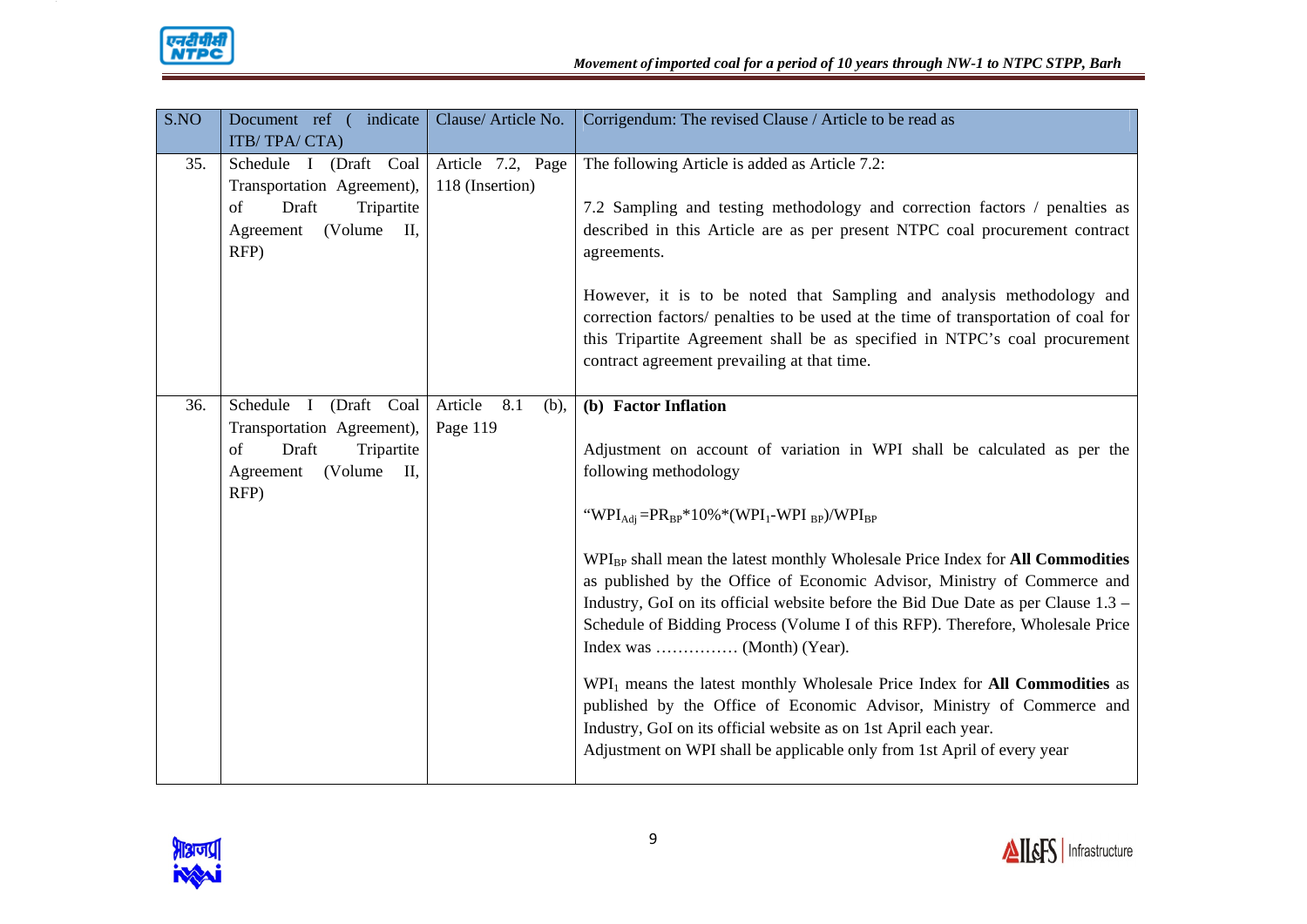| S.NO | Document ref ( indicate ITB/ TPA/ CTA) | Clause/ Article No. | Corrigendum: The revised Clause / Article to be read as |
|---|---|---|---|
| 35. | Schedule I (Draft Coal Transportation Agreement), of Draft Tripartite Agreement (Volume II, RFP) | Article 7.2, Page 118 (Insertion) | The following Article is added as Article 7.2:<br><br>7.2 Sampling and testing methodology and correction factors / penalties as described in this Article are as per present NTPC coal procurement contract agreements.<br><br>However, it is to be noted that Sampling and analysis methodology and correction factors/ penalties to be used at the time of transportation of coal for this Tripartite Agreement shall be as specified in NTPC's coal procurement contract agreement prevailing at that time. |
| 36. | Schedule I (Draft Coal Transportation Agreement), of Draft Tripartite Agreement (Volume II, RFP) | Article 8.1 (b), Page 119 | **(b) Factor Inflation**<br><br>Adjustment on account of variation in WPI shall be calculated as per the following methodology<br><br>"$WPI_{Adj} = PR_{BP} * 10\% * (WPI_1 - WPI_{BP}) / WPI_{BP}$<br><br>$WPI_{BP}$ shall mean the latest monthly Wholesale Price Index for **All Commodities** as published by the Office of Economic Advisor, Ministry of Commerce and Industry, GoI on its official website before the Bid Due Date as per Clause 1.3 – Schedule of Bidding Process (Volume I of this RFP). Therefore, Wholesale Price Index was …………… (Month) (Year).<br><br>$WPI_1$ means the latest monthly Wholesale Price Index for **All Commodities** as published by the Office of Economic Advisor, Ministry of Commerce and Industry, GoI on its official website as on 1st April each year.<br>Adjustment on WPI shall be applicable only from 1st April of every year |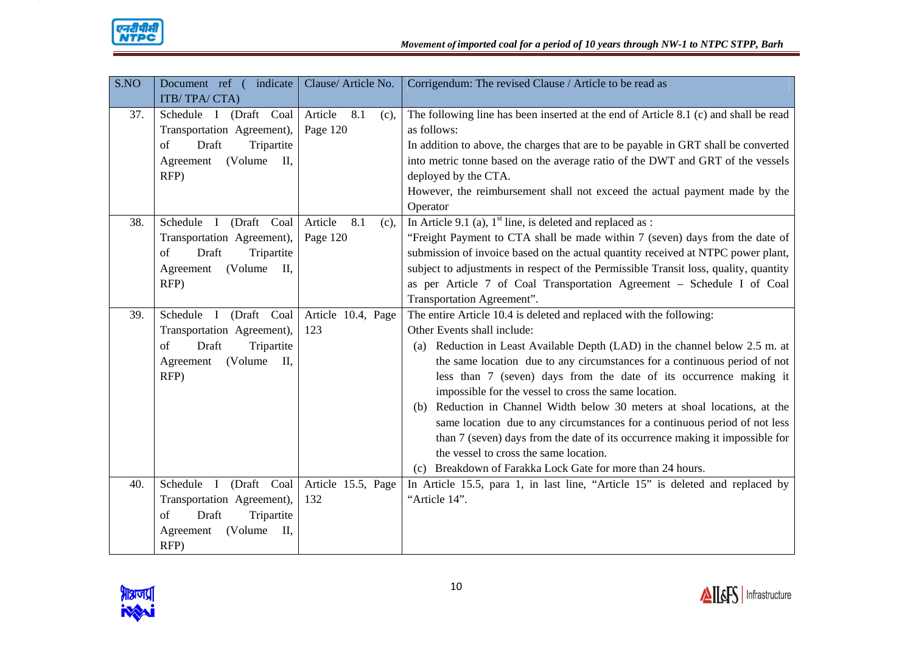| S.NO | Document ref ( indicate ITB/ TPA/ CTA) | Clause/ Article No. | Corrigendum: The revised Clause / Article to be read as |
|---|---|---|---|
| 37. | Schedule I (Draft Coal Transportation Agreement), of Draft Tripartite Agreement (Volume II, RFP) | Article 8.1 (c), Page 120 | The following line has been inserted at the end of Article 8.1 (c) and shall be read as follows:<br>In addition to above, the charges that are to be payable in GRT shall be converted into metric tonne based on the average ratio of the DWT and GRT of the vessels deployed by the CTA.<br>However, the reimbursement shall not exceed the actual payment made by the Operator |
| 38. | Schedule I (Draft Coal Transportation Agreement), of Draft Tripartite Agreement (Volume II, RFP) | Article 8.1 (c), Page 120 | In Article 9.1 (a), 1st line, is deleted and replaced as :<br>"Freight Payment to CTA shall be made within 7 (seven) days from the date of submission of invoice based on the actual quantity received at NTPC power plant, subject to adjustments in respect of the Permissible Transit loss, quality, quantity as per Article 7 of Coal Transportation Agreement – Schedule I of Coal Transportation Agreement". |
| 39. | Schedule I (Draft Coal Transportation Agreement), of Draft Tripartite Agreement (Volume II, RFP) | Article 10.4, Page 123 | The entire Article 10.4 is deleted and replaced with the following:<br>Other Events shall include:<br>(a) Reduction in Least Available Depth (LAD) in the channel below 2.5 m. at the same location due to any circumstances for a continuous period of not less than 7 (seven) days from the date of its occurrence making it impossible for the vessel to cross the same location.<br>(b) Reduction in Channel Width below 30 meters at shoal locations, at the same location due to any circumstances for a continuous period of not less than 7 (seven) days from the date of its occurrence making it impossible for the vessel to cross the same location.<br>(c) Breakdown of Farakka Lock Gate for more than 24 hours. |
| 40. | Schedule I (Draft Coal Transportation Agreement), of Draft Tripartite Agreement (Volume II, RFP) | Article 15.5, Page 132 | In Article 15.5, para 1, in last line, "Article 15" is deleted and replaced by "Article 14". |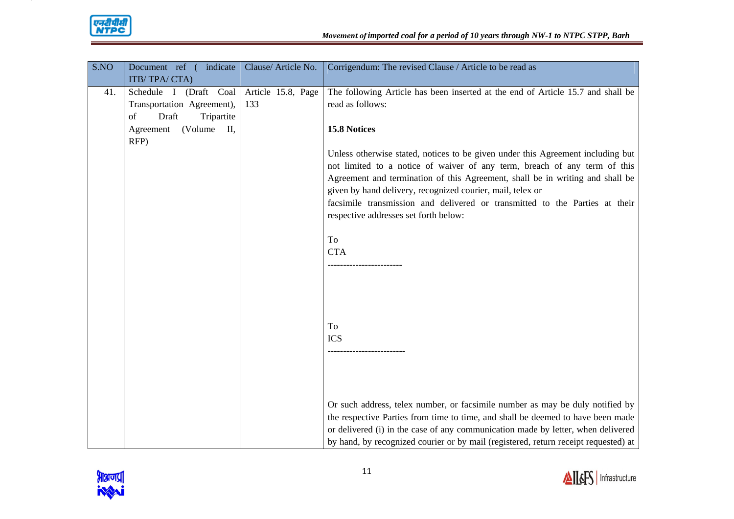| S.NO | Document ref ( indicate ITB/ TPA/ CTA) | Clause/ Article No. | Corrigendum: The revised Clause / Article to be read as |
|---|---|---|---|
| 41. | Schedule I (Draft Coal Transportation Agreement), of Draft Tripartite Agreement (Volume II, RFP) | Article 15.8, Page 133 | The following Article has been inserted at the end of Article 15.7 and shall be read as follows:<br><br>**15.8 Notices**<br><br>Unless otherwise stated, notices to be given under this Agreement including but not limited to a notice of waiver of any term, breach of any term of this Agreement and termination of this Agreement, shall be in writing and shall be given by hand delivery, recognized courier, mail, telex or facsimile transmission and delivered or transmitted to the Parties at their respective addresses set forth below:<br><br>To<br>CTA<br>------------------------<br><br>To<br>ICS<br>-------------------------<br><br>Or such address, telex number, or facsimile number as may be duly notified by the respective Parties from time to time, and shall be deemed to have been made or delivered (i) in the case of any communication made by letter, when delivered by hand, by recognized courier or by mail (registered, return receipt requested) at |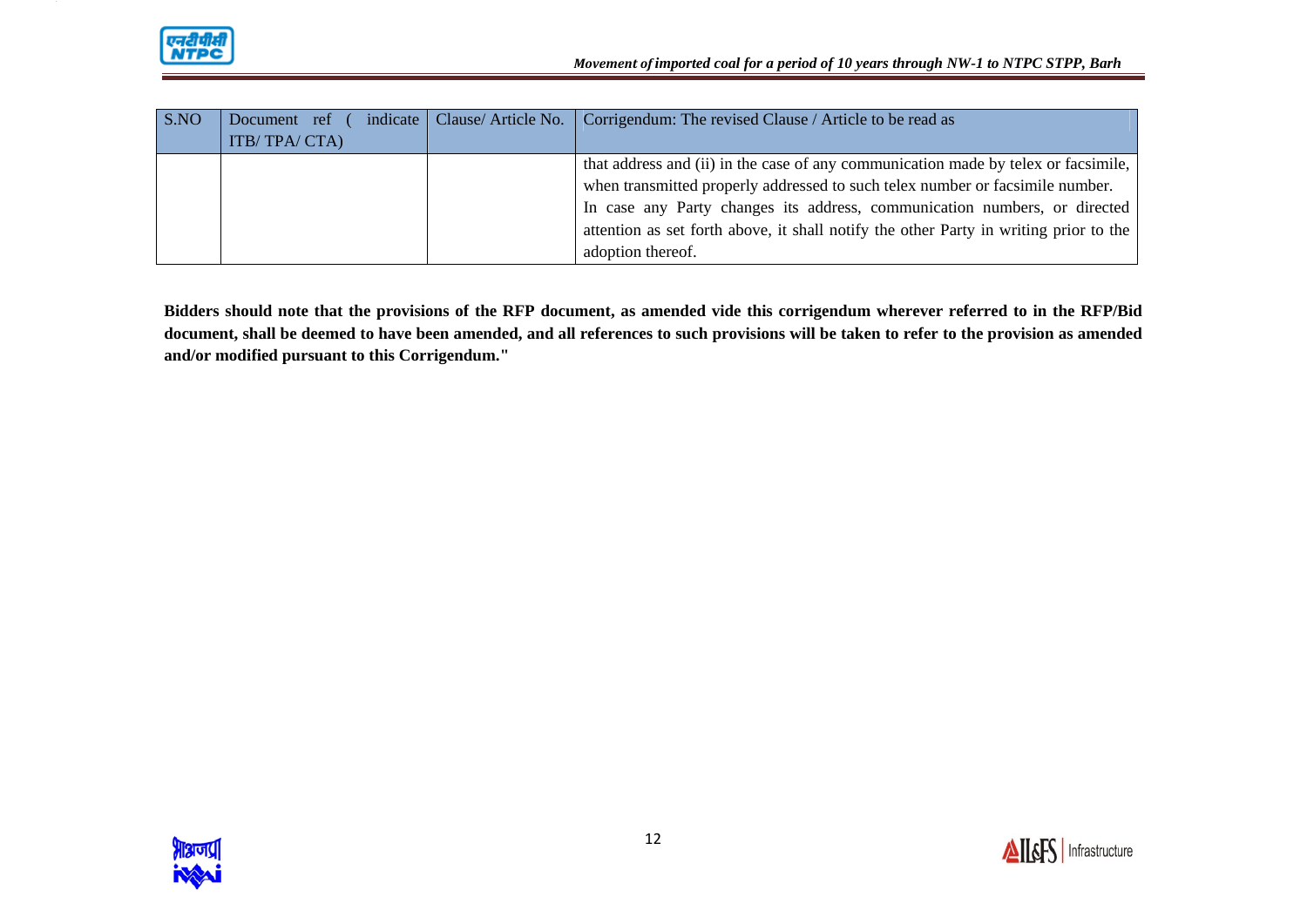| S.NO | Document ref ( indicate ITB/ TPA/ CTA) | Clause/ Article No. | Corrigendum: The revised Clause / Article to be read as |
|---|---|---|---|
| | | | that address and (ii) in the case of any communication made by telex or facsimile, when transmitted properly addressed to such telex number or facsimile number.<br>In case any Party changes its address, communication numbers, or directed attention as set forth above, it shall notify the other Party in writing prior to the adoption thereof. |

**Bidders should note that the provisions of the RFP document, as amended vide this corrigendum wherever referred to in the RFP/Bid document, shall be deemed to have been amended, and all references to such provisions will be taken to refer to the provision as amended and/or modified pursuant to this Corrigendum."**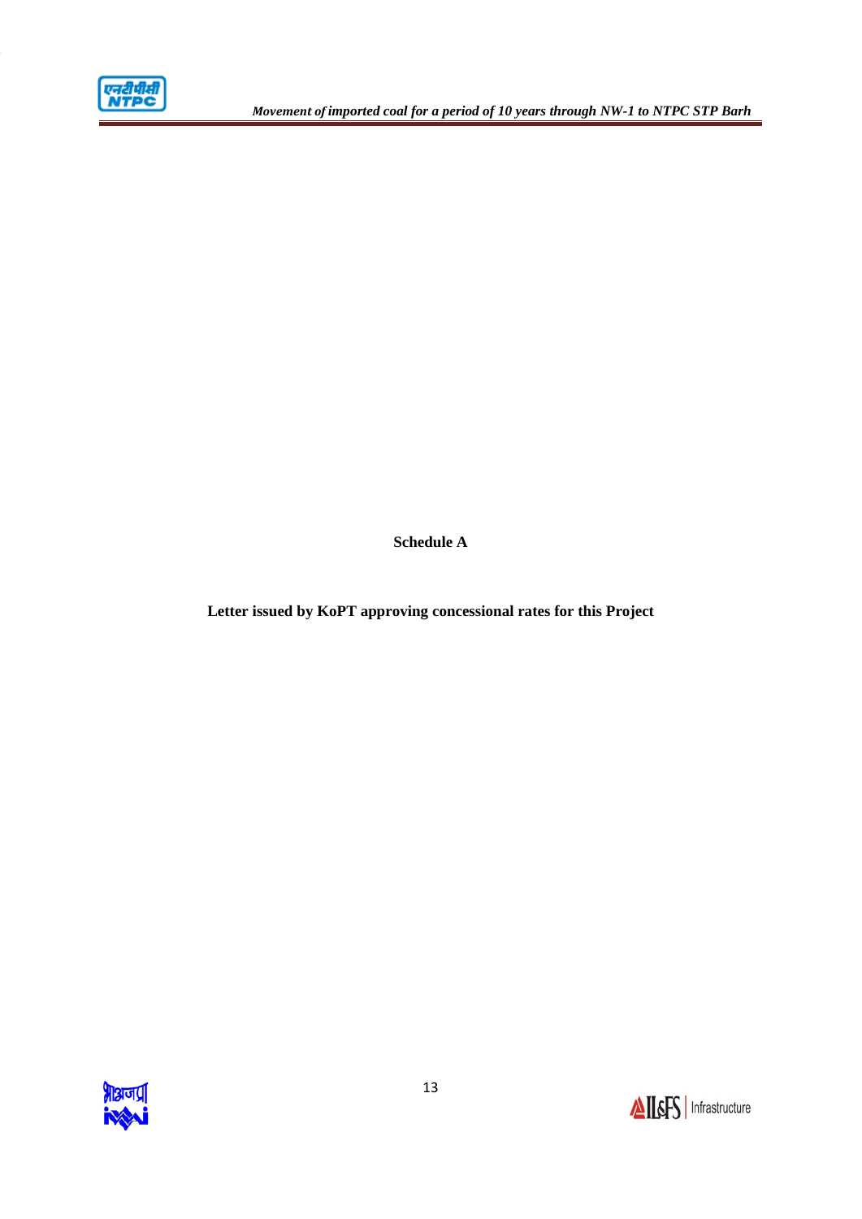**Schedule A**

**Letter issued by KoPT approving concessional rates for this Project**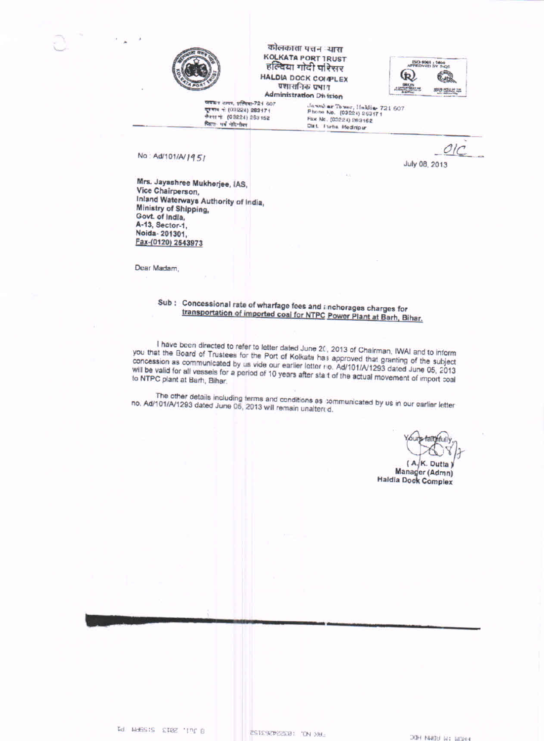कोलकाता पत्तन न्यास
**KOLKATA PORT TRUST**
हल्दिया गोदी परिसर
**HALDIA DOCK COMPLEX**
प्रशासनिक प्रभाग
**Administration Division**

जवाहर टावर, हल्दिया-721 607
दूरभाष नं: (03224) 263171
फैक्स नं: (03224) 253152
जिला: पूर्व मेदिनीपुर

Jawahar Tower, Haldia- 721 607
Phone No. (03224) 263171
Fax No. (03224) 263162
Dist. Purba Medinipur

No: Ad/101/A/1951

July 08, 2013

**Mrs. Jayashree Mukherjee, IAS,**
**Vice Chairperson,**
**Inland Waterways Authority of India,**
**Ministry of Shipping,**
**Govt. of India,**
**A-13, Sector-1,**
**Noida- 201301,**
**Fax-(0120) 2543973**

Dear Madam,

**Sub : Concessional rate of wharfage fees and anchorages charges for transportation of imported coal for NTPC Power Plant at Barh, Bihar.**

I have been directed to refer to letter dated June 20, 2013 of Chairman, IWAI and to inform you that the Board of Trustees for the Port of Kolkata has approved that granting of the subject concession as communicated by us vide our earlier letter no. Ad/101/A/1293 dated June 05, 2013 will be valid for all vessels for a period of 10 years after start of the actual movement of import coal to NTPC plant at Barh, Bihar.

The other details including terms and conditions as communicated by us in our earlier letter no. Ad/101/A/1293 dated June 05, 2013 will remain unaltered.

Yours faithfully,

**( A.K. Dutta )**
**Manager (Admn)**
**Haldia Dock Complex**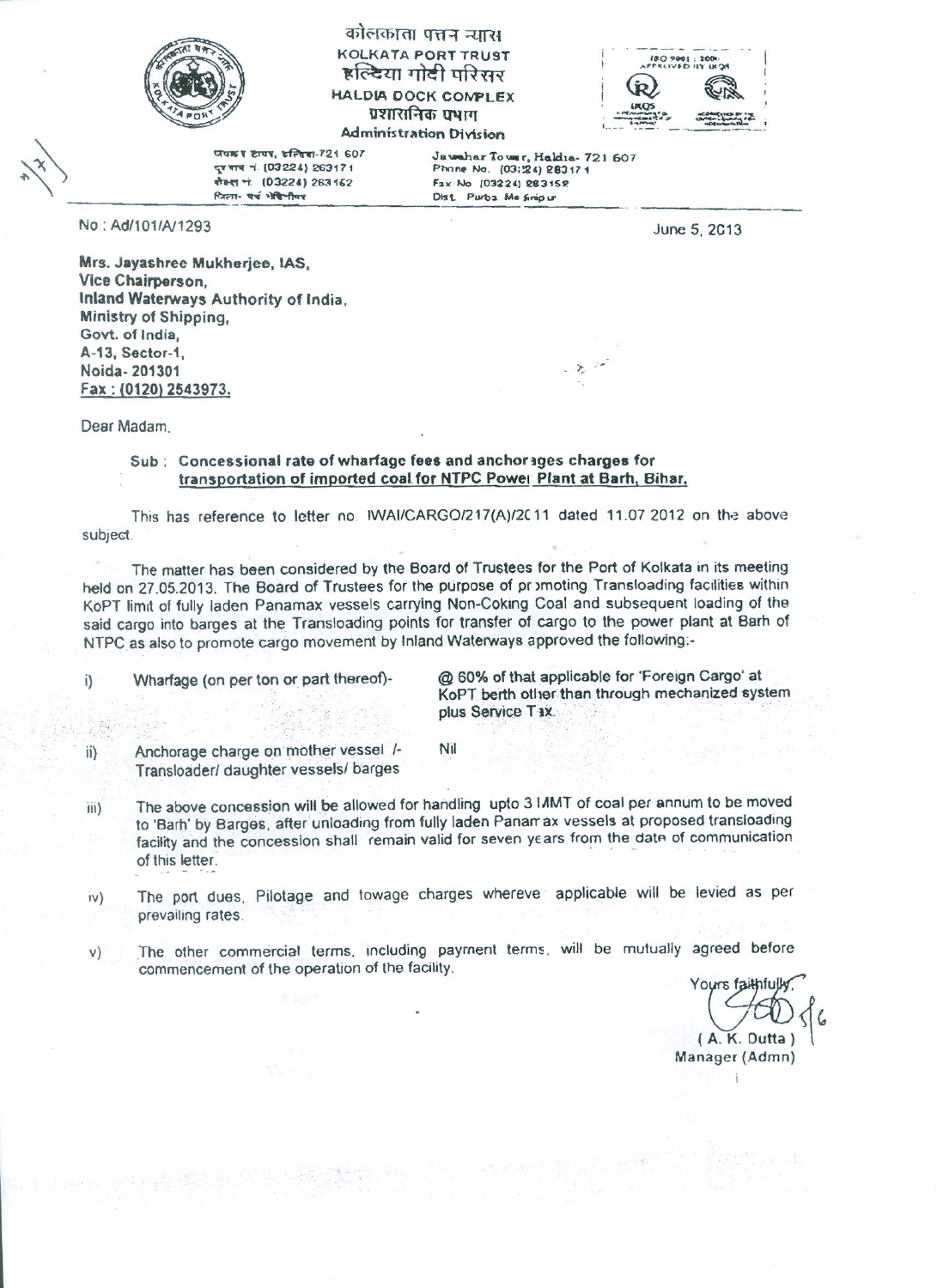कोलकाता पत्तन न्यास
KOLKATA PORT TRUST
हल्दिया गोदी परिसर
HALDIA DOCK COMPLEX
प्रशासनिक प्रभाग
Administration Division

जवाहर टावर, हल्दिया-721 607
दूरभाष नं. (03224) 263171
फैक्स नं. (03224) 263152
जिला- पूर्व मेदिनीपुर

Jawahar Tower, Haldia- 721 607
Phone No. (03224) 263171
Fax No. (03224) 263152
Dist. Purba Medinipur

No : Ad/101/A/1293

June 5, 2013

**Mrs. Jayashree Mukherjee, IAS,**
**Vice Chairperson,**
**Inland Waterways Authority of India,**
**Ministry of Shipping,**
**Govt. of India,**
**A-13, Sector-1,**
**Noida- 201301**
**Fax : (0120) 2543973.**

Dear Madam,

Sub : **Concessional rate of wharfage fees and anchorages charges for transportation of imported coal for NTPC Power Plant at Barh, Bihar.**

This has reference to letter no. IWAI/CARGO/217(A)/2011 dated 11.07.2012 on the above subject.

The matter has been considered by the Board of Trustees for the Port of Kolkata in its meeting held on 27.05.2013. The Board of Trustees for the purpose of promoting Transloading facilities within KoPT limit of fully laden Panamax vessels carrying Non-Coking Coal and subsequent loading of the said cargo into barges at the Transloading points for transfer of cargo to the power plant at Barh of NTPC as also to promote cargo movement by Inland Waterways approved the following:-

i) Wharfage (on per ton or part thereof)- @ 60% of that applicable for 'Foreign Cargo' at KoPT berth other than through mechanized system plus Service Tax.

ii) Anchorage charge on mother vessel / Transloader/ daughter vessels/ barges — Nil

iii) The above concession will be allowed for handling upto 3 MMT of coal per annum to be moved to 'Barh' by Barges, after unloading from fully laden Panamax vessels at proposed transloading facility and the concession shall remain valid for seven years from the date of communication of this letter.

iv) The port dues, Pilotage and towage charges wherever applicable will be levied as per prevailing rates.

v) The other commercial terms, including payment terms, will be mutually agreed before commencement of the operation of the facility.

Yours faithfully,

( A. K. Dutta )
Manager (Admn)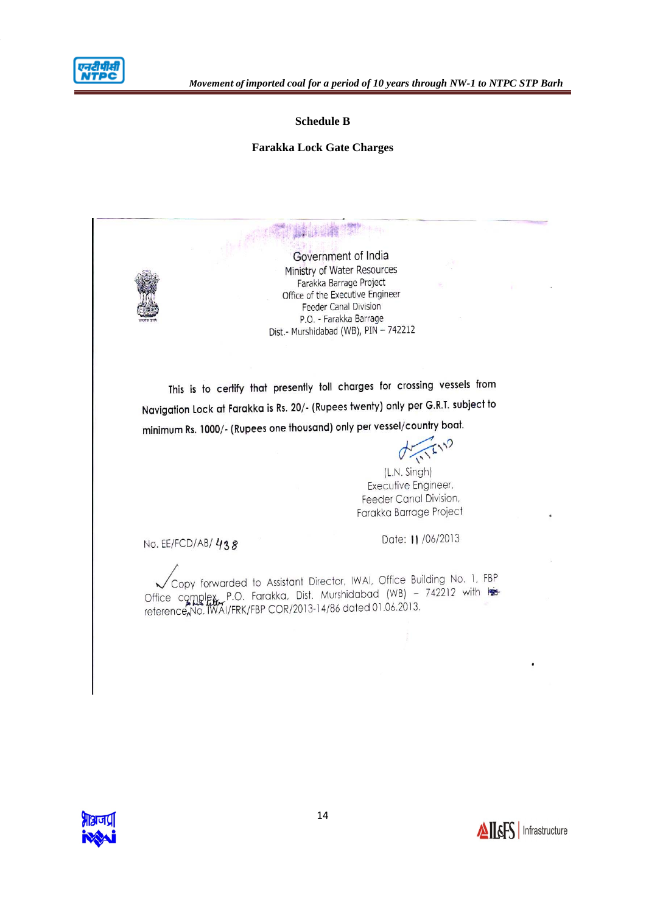## Schedule B

### Farakka Lock Gate Charges

Government of India
Ministry of Water Resources
Farakka Barrage Project
Office of the Executive Engineer
Feeder Canal Division
P.O. - Farakka Barrage
Dist.- Murshidabad (WB), PIN – 742212

This is to certify that presently toll charges for crossing vessels from Navigation Lock at Farakka is Rs. 20/- (Rupees twenty) only per G.R.T. subject to minimum Rs. 1000/- (Rupees one thousand) only per vessel/country boat.

(L.N. Singh)
Executive Engineer,
Feeder Canal Division,
Farakka Barrage Project

No. EE/FCD/AB/ 438

Date: 11 /06/2013

Copy forwarded to Assistant Director, IWAI, Office Building No. 1, FBP Office complex, P.O. Farakka, Dist. Murshidabad (WB) – 742212 with his letter reference No. IWAI/FRK/FBP COR/2013-14/86 dated 01.06.2013.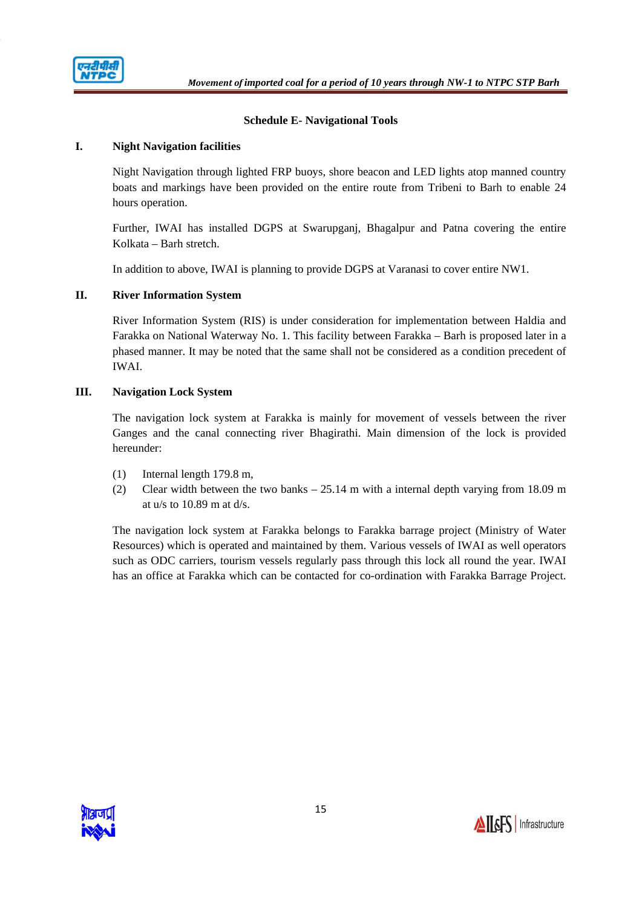## Schedule E- Navigational Tools

### I. Night Navigation facilities

Night Navigation through lighted FRP buoys, shore beacon and LED lights atop manned country boats and markings have been provided on the entire route from Tribeni to Barh to enable 24 hours operation.

Further, IWAI has installed DGPS at Swarupganj, Bhagalpur and Patna covering the entire Kolkata – Barh stretch.

In addition to above, IWAI is planning to provide DGPS at Varanasi to cover entire NW1.

### II. River Information System

River Information System (RIS) is under consideration for implementation between Haldia and Farakka on National Waterway No. 1. This facility between Farakka – Barh is proposed later in a phased manner. It may be noted that the same shall not be considered as a condition precedent of IWAI.

### III. Navigation Lock System

The navigation lock system at Farakka is mainly for movement of vessels between the river Ganges and the canal connecting river Bhagirathi. Main dimension of the lock is provided hereunder:

(1) Internal length 179.8 m,
(2) Clear width between the two banks – 25.14 m with a internal depth varying from 18.09 m at u/s to 10.89 m at d/s.

The navigation lock system at Farakka belongs to Farakka barrage project (Ministry of Water Resources) which is operated and maintained by them. Various vessels of IWAI as well operators such as ODC carriers, tourism vessels regularly pass through this lock all round the year. IWAI has an office at Farakka which can be contacted for co-ordination with Farakka Barrage Project.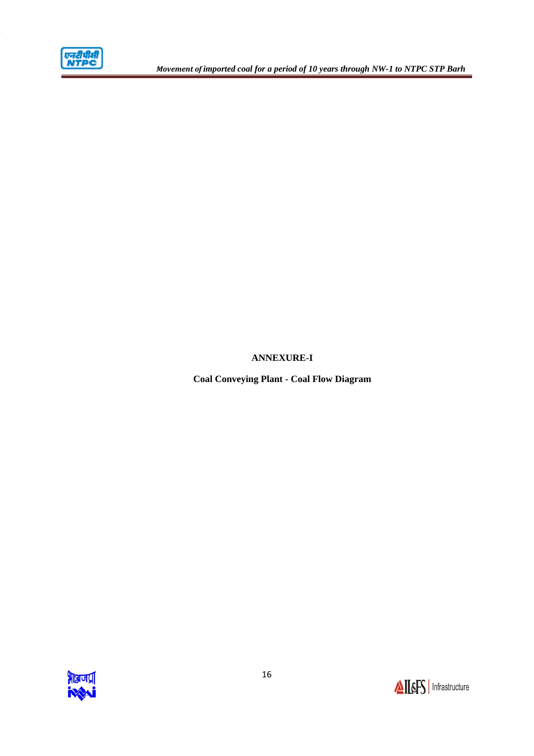**ANNEXURE-I**

**Coal Conveying Plant - Coal Flow Diagram**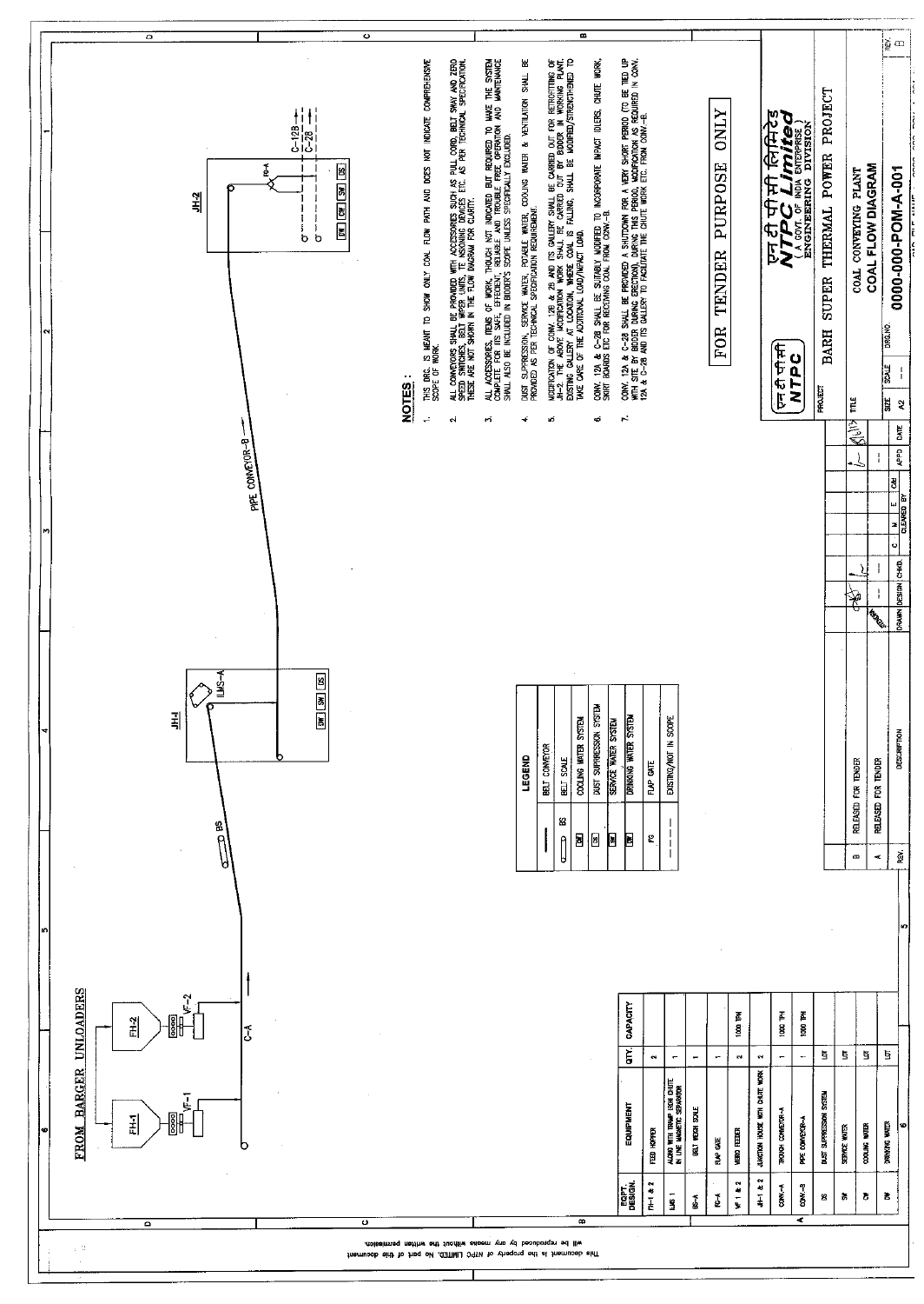FROM BARGER UNLOADERS

FH-1 FH-2 VF-1 VF-2 C-A BS JH-1 ILMS-A DW SW DS PIPE CONVEYOR-B JH-2 FG-A DW CW SW DS C-12B C-28

| EQPT. DESIGN. | EQUIPMENT | QTY. | CAPACITY |
|---|---|---|---|
| FH-1 & 2 | FEED HOPPER | 2 | |
| ILMS 1 | ALONG WITH TRAMP IRON CHUTE IN LINE MAGNETIC SEPARATOR | 1 | |
| BS-A | BELT WEIGH SCALE | 1 | |
| FG-A | FLAP GATE | 1 | |
| VF 1 & 2 | VIBRO FEEDER | 2 | 1000 TPH |
| JH-1 & 2 | JUNCTION HOUSE WITH CHUTE WORK | 2 | |
| CONV.-A | TROUGH CONVEYOR-A | 1 | 1000 TPH |
| CONV.-B | PIPE CONVEYOR-A | 1 | 1000 TPH |
| DS | DUST SUPPRESSION SYSTEM | LOT | |
| SW | SERVICE WATER | LOT | |
| CW | COOLING WATER | LOT | |
| DW | DRINKING WATER | LOT | |

## LEGEND

| | |
|---|---|
| ——— | BELT CONVEYOR |
| BS | BELT SCALE |
| CW | COOLING WATER SYSTEM |
| DS | DUST SUPPRESSION SYSTEM |
| SW | SERVICE WATER SYSTEM |
| DW | DRINKING WATER SYSTEM |
| FG | FLAP GATE |
| - - - - | EXISTING/NOT IN SCOPE |

## NOTES :

1. THIS DRG. IS MEANT TO SHOW ONLY COAL FLOW PATH AND DOES NOT INDICATE COMPREHENSIVE SCOPE OF WORK.
2. ALL CONVEYORS SHALL BE PROVIDED WITH ACCESSORIES SUCH AS PULL CORD, BELT SWAY AND ZERO SPEED SWITCHES, BELT WIPER UNITS, TE ROUNDING DEVICES ETC. AS PER TECHNICAL SPECIFICATION. THESE ARE NOT SHOWN IN THE FLOW DIAGRAM FOR CLARITY.
3. ALL ACCESSORIES, ITEMS OF WORK, THOUGH NOT INDICATED BUT REQUIRED TO MAKE THE SYSTEM COMPLETE FOR ITS SAFE, EFFICIENT, RELIABLE AND TROUBLE FREE OPERATION AND MAINTENANCE SHALL ALSO BE INCLUDED IN BIDDER'S SCOPE UNLESS SPECIFICALLY EXCLUDED.
4. DUST SUPPRESSION, SERVICE WATER, POTABLE WATER, COOLING WATER & VENTILATION SHALL BE PROVIDED AS PER TECHNICAL SPECIFICATION REQUIREMENT.
5. MODIFICATION OF CONV. 12B & 2B AND ITS GALLERY SHALL BE CARRIED OUT FOR RETROFITTING OF JH-2. THE ABOVE MODIFICATION WORK SHALL BE CARRIED OUT BY BIDDER IN WORKING PLANT. EXISTING GALLERY AT LOCATION, WHERE COAL IS FALLING, SHALL BE MODIFIED/STRENGTHENED TO TAKE CARE OF THE ADDITIONAL LOAD/IMPACT LOAD.
6. CONV. 12A & C-2B SHALL BE SUITABLY MODIFIED TO INCORPORATE IMPACT IDLERS, CHUTE WORK, SKIRT BOARDS ETC FOR RECEIVING COAL FROM CONV.-B.
7. CONV. 12A & C-2B SHALL BE PROVIDED A SHUTDOWN FOR A VERY SHORT PERIOD (TO BE TIED UP WITH SITE BY BIDDER DURING ERECTION). DURING THIS PERIOD, MODIFICATION AS REQUIRED IN CONV. 12A & C-2B AND ITS GALLERY TO FACILITATE THE CHUTE WORK ETC. FROM CONV.-B.

FOR TENDER PURPOSE ONLY

| REV. | DESCRIPTION | DRAWN | DESIGN | CHKD. | C | M | E | C&I | APPD | DATE |
|---|---|---|---|---|---|---|---|---|---|---|
| B | RELEASED FOR TENDER | | | | | | | | | |
| A | RELEASED FOR TENDER | | -- | -- | | | | | -- | -- |

एन टी पी सी लिमिटेड
NTPC Limited
(A GOVT. OF INDIA ENTERPRISE)
ENGINEERING DIVISION

PROJECT: BARH SUPER THERMAL POWER PROJECT

TITLE: COAL CONVEYING PLANT
COAL FLOW DIAGRAM

SIZE: A2 SCALE: -- DRG.NO. 0000-000-POM-A-001 REV. B

This document is the property of NTPC LIMITED. No part of this document will be reproduced by any means without the written permission.